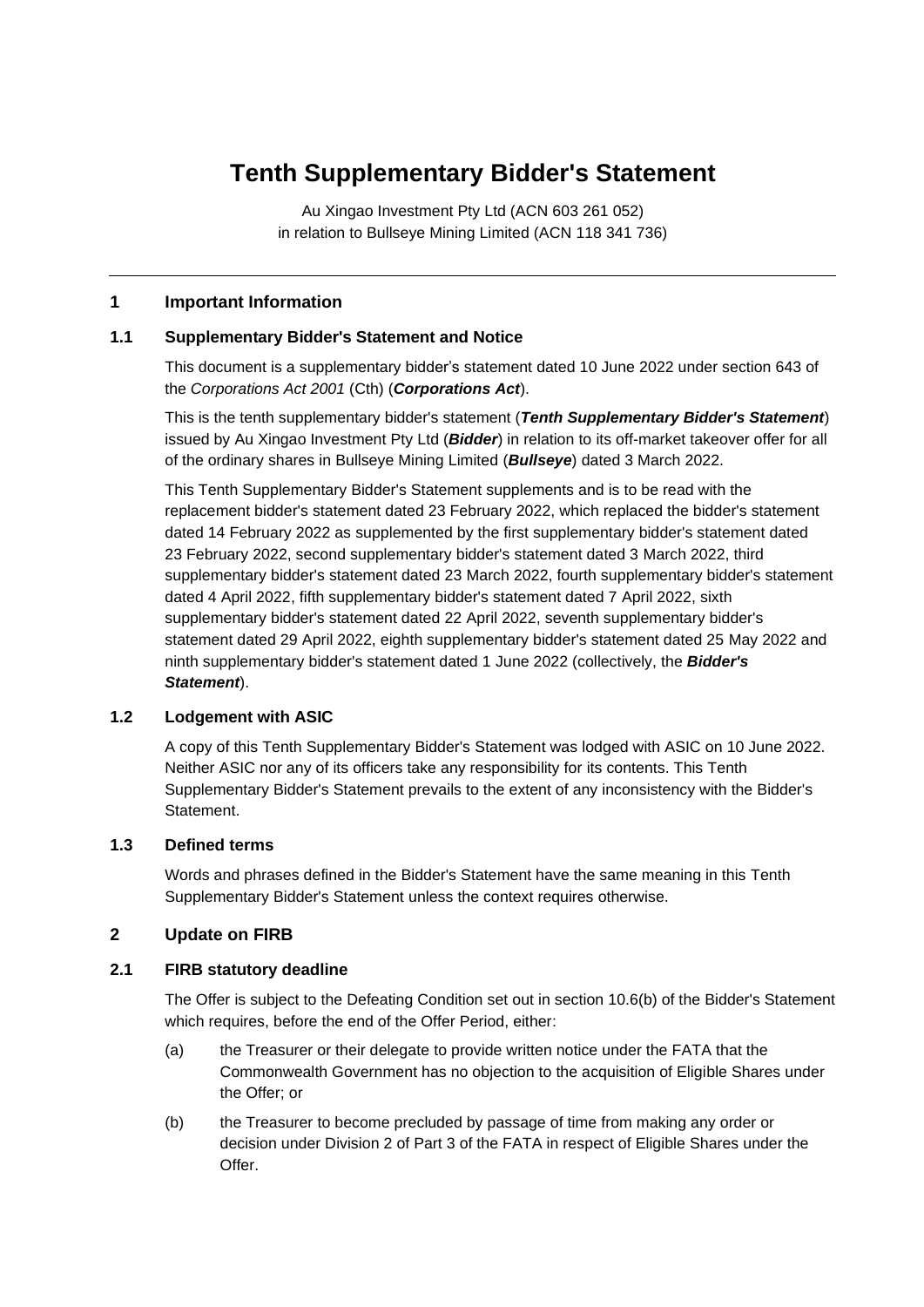# Tenth Supplementary Bidder's Statement

Au Xingao Investment Pty Ltd (ACN 603 261 052)
in relation to Bullseye Mining Limited (ACN 118 341 736)

## 1 Important Information

### 1.1 Supplementary Bidder's Statement and Notice

This document is a supplementary bidder's statement dated 10 June 2022 under section 643 of the *Corporations Act 2001* (Cth) (***Corporations Act***).

This is the tenth supplementary bidder's statement (***Tenth Supplementary Bidder's Statement***) issued by Au Xingao Investment Pty Ltd (***Bidder***) in relation to its off-market takeover offer for all of the ordinary shares in Bullseye Mining Limited (***Bullseye***) dated 3 March 2022.

This Tenth Supplementary Bidder's Statement supplements and is to be read with the replacement bidder's statement dated 23 February 2022, which replaced the bidder's statement dated 14 February 2022 as supplemented by the first supplementary bidder's statement dated 23 February 2022, second supplementary bidder's statement dated 3 March 2022, third supplementary bidder's statement dated 23 March 2022, fourth supplementary bidder's statement dated 4 April 2022, fifth supplementary bidder's statement dated 7 April 2022, sixth supplementary bidder's statement dated 22 April 2022, seventh supplementary bidder's statement dated 29 April 2022, eighth supplementary bidder's statement dated 25 May 2022 and ninth supplementary bidder's statement dated 1 June 2022 (collectively, the ***Bidder's Statement***).

### 1.2 Lodgement with ASIC

A copy of this Tenth Supplementary Bidder's Statement was lodged with ASIC on 10 June 2022. Neither ASIC nor any of its officers take any responsibility for its contents. This Tenth Supplementary Bidder's Statement prevails to the extent of any inconsistency with the Bidder's Statement.

### 1.3 Defined terms

Words and phrases defined in the Bidder's Statement have the same meaning in this Tenth Supplementary Bidder's Statement unless the context requires otherwise.

## 2 Update on FIRB

### 2.1 FIRB statutory deadline

The Offer is subject to the Defeating Condition set out in section 10.6(b) of the Bidder's Statement which requires, before the end of the Offer Period, either:

(a) the Treasurer or their delegate to provide written notice under the FATA that the Commonwealth Government has no objection to the acquisition of Eligible Shares under the Offer; or

(b) the Treasurer to become precluded by passage of time from making any order or decision under Division 2 of Part 3 of the FATA in respect of Eligible Shares under the Offer.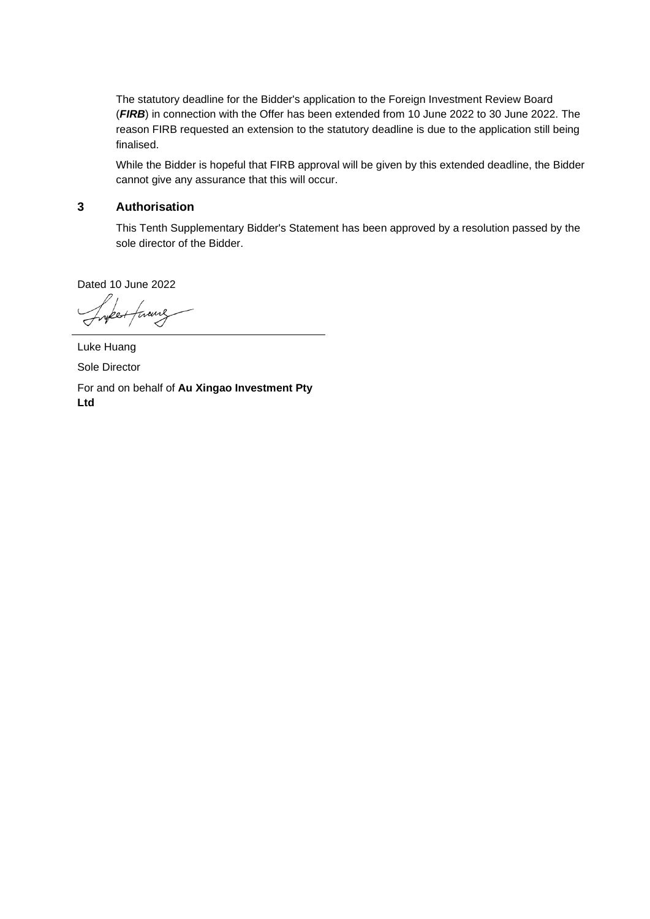The statutory deadline for the Bidder's application to the Foreign Investment Review Board (***FIRB***) in connection with the Offer has been extended from 10 June 2022 to 30 June 2022. The reason FIRB requested an extension to the statutory deadline is due to the application still being finalised.

While the Bidder is hopeful that FIRB approval will be given by this extended deadline, the Bidder cannot give any assurance that this will occur.

## 3 Authorisation

This Tenth Supplementary Bidder's Statement has been approved by a resolution passed by the sole director of the Bidder.

Dated 10 June 2022

Luke Huang

Sole Director

For and on behalf of **Au Xingao Investment Pty Ltd**